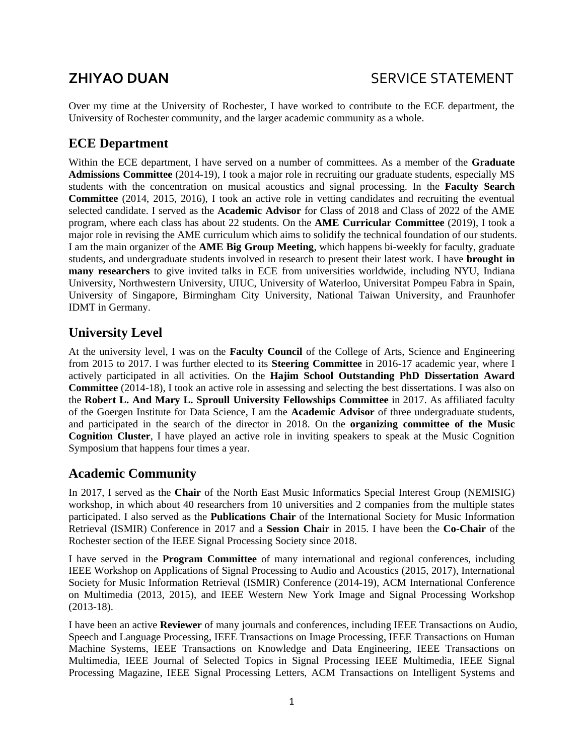# ZHIYAO DUAN SERVICE STATEMENT

Over my time at the University of Rochester, I have worked to contribute to the ECE department, the University of Rochester community, and the larger academic community as a whole.

## ECE Department

Within the ECE department, I have served on a number of committees. As a member of the **Graduate Admissions Committee** (2014-19), I took a major role in recruiting our graduate students, especially MS students with the concentration on musical acoustics and signal processing. In the **Faculty Search Committee** (2014, 2015, 2016), I took an active role in vetting candidates and recruiting the eventual selected candidate. I served as the **Academic Advisor** for Class of 2018 and Class of 2022 of the AME program, where each class has about 22 students. On the **AME Curricular Committee** (2019), I took a major role in revising the AME curriculum which aims to solidify the technical foundation of our students. I am the main organizer of the **AME Big Group Meeting**, which happens bi-weekly for faculty, graduate students, and undergraduate students involved in research to present their latest work. I have **brought in many researchers** to give invited talks in ECE from universities worldwide, including NYU, Indiana University, Northwestern University, UIUC, University of Waterloo, Universitat Pompeu Fabra in Spain, University of Singapore, Birmingham City University, National Taiwan University, and Fraunhofer IDMT in Germany.

## University Level

At the university level, I was on the **Faculty Council** of the College of Arts, Science and Engineering from 2015 to 2017. I was further elected to its **Steering Committee** in 2016-17 academic year, where I actively participated in all activities. On the **Hajim School Outstanding PhD Dissertation Award Committee** (2014-18), I took an active role in assessing and selecting the best dissertations. I was also on the **Robert L. And Mary L. Sproull University Fellowships Committee** in 2017. As affiliated faculty of the Goergen Institute for Data Science, I am the **Academic Advisor** of three undergraduate students, and participated in the search of the director in 2018. On the **organizing committee of the Music Cognition Cluster**, I have played an active role in inviting speakers to speak at the Music Cognition Symposium that happens four times a year.

## Academic Community

In 2017, I served as the **Chair** of the North East Music Informatics Special Interest Group (NEMISIG) workshop, in which about 40 researchers from 10 universities and 2 companies from the multiple states participated. I also served as the **Publications Chair** of the International Society for Music Information Retrieval (ISMIR) Conference in 2017 and a **Session Chair** in 2015. I have been the **Co-Chair** of the Rochester section of the IEEE Signal Processing Society since 2018.

I have served in the **Program Committee** of many international and regional conferences, including IEEE Workshop on Applications of Signal Processing to Audio and Acoustics (2015, 2017), International Society for Music Information Retrieval (ISMIR) Conference (2014-19), ACM International Conference on Multimedia (2013, 2015), and IEEE Western New York Image and Signal Processing Workshop (2013-18).

I have been an active **Reviewer** of many journals and conferences, including IEEE Transactions on Audio, Speech and Language Processing, IEEE Transactions on Image Processing, IEEE Transactions on Human Machine Systems, IEEE Transactions on Knowledge and Data Engineering, IEEE Transactions on Multimedia, IEEE Journal of Selected Topics in Signal Processing IEEE Multimedia, IEEE Signal Processing Magazine, IEEE Signal Processing Letters, ACM Transactions on Intelligent Systems and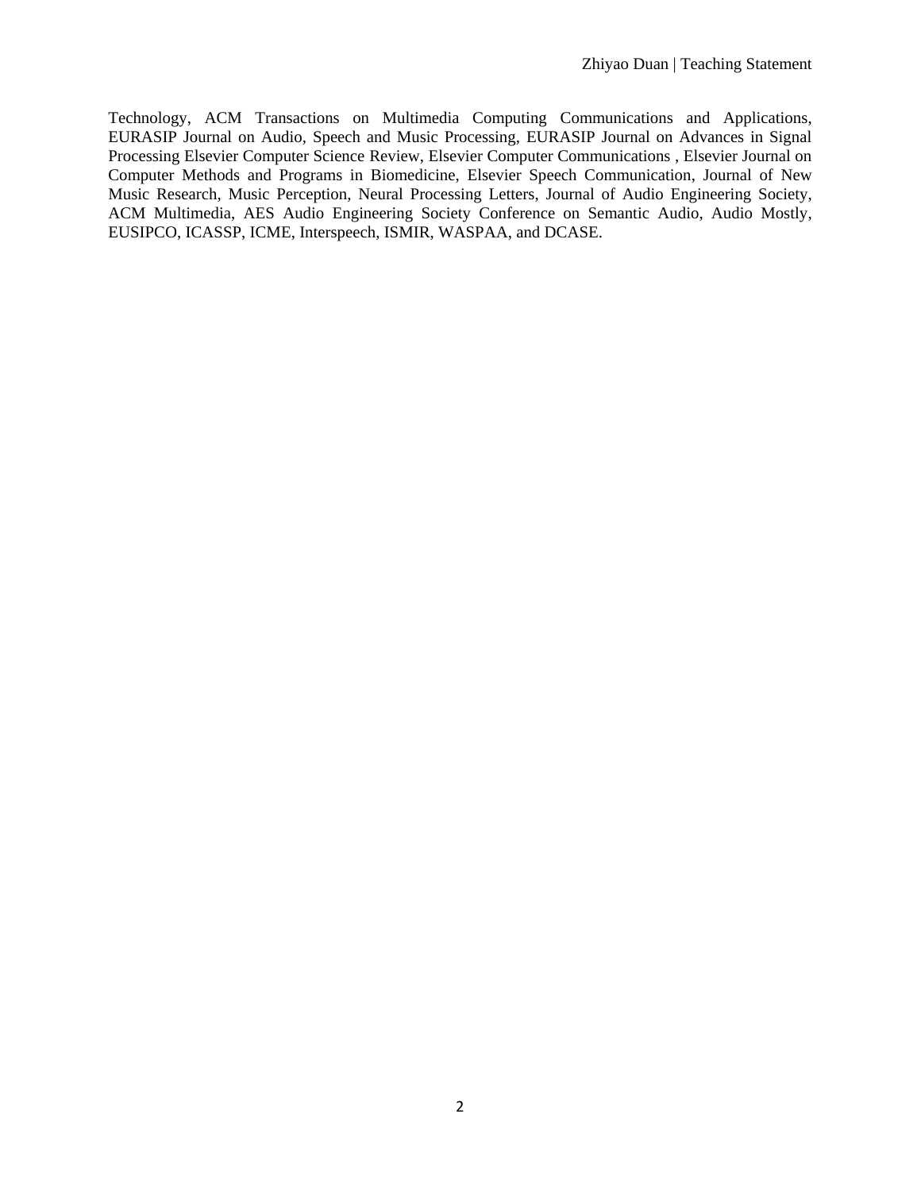Technology, ACM Transactions on Multimedia Computing Communications and Applications, EURASIP Journal on Audio, Speech and Music Processing, EURASIP Journal on Advances in Signal Processing Elsevier Computer Science Review, Elsevier Computer Communications , Elsevier Journal on Computer Methods and Programs in Biomedicine, Elsevier Speech Communication, Journal of New Music Research, Music Perception, Neural Processing Letters, Journal of Audio Engineering Society, ACM Multimedia, AES Audio Engineering Society Conference on Semantic Audio, Audio Mostly, EUSIPCO, ICASSP, ICME, Interspeech, ISMIR, WASPAA, and DCASE.